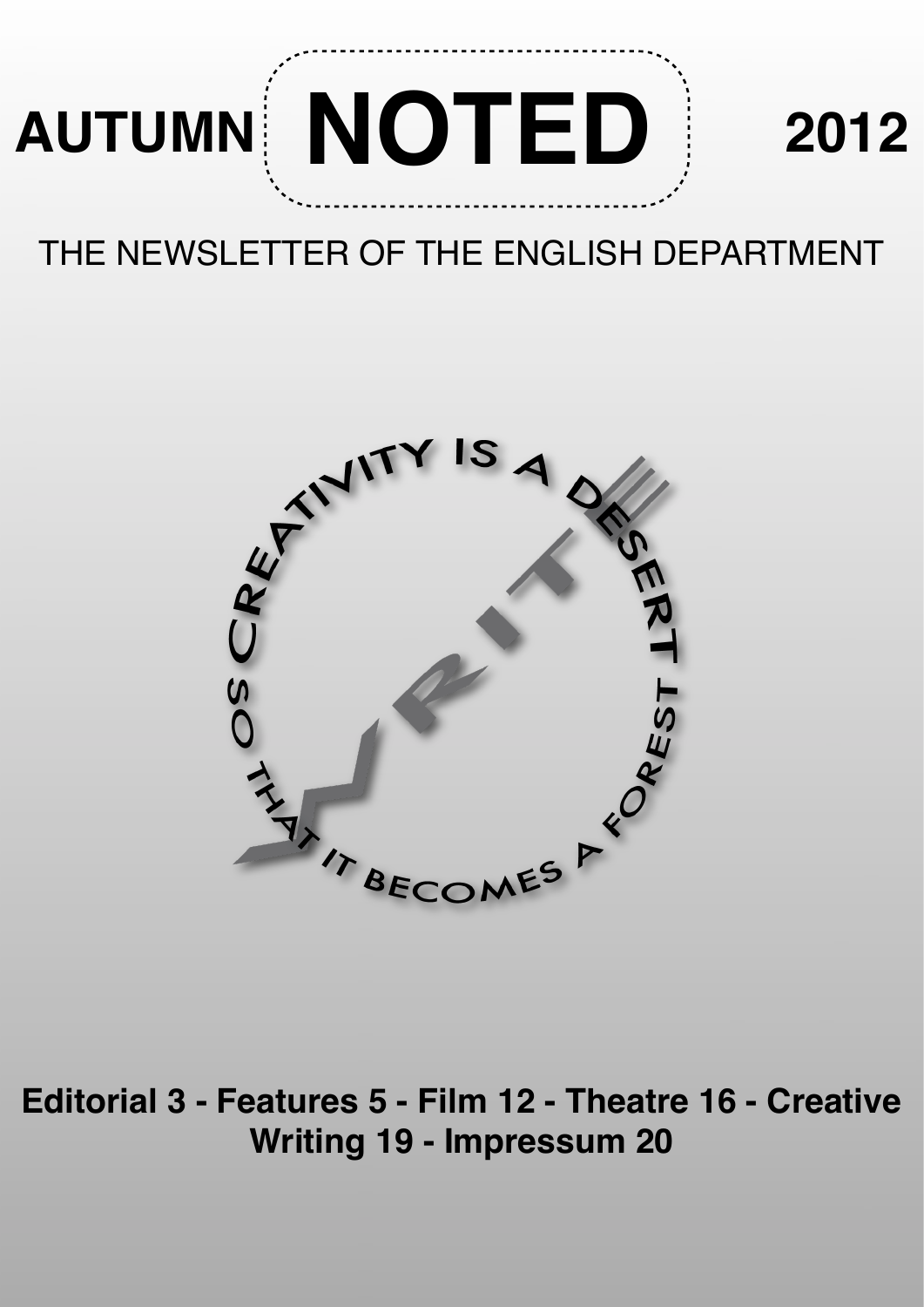# AUTUMN NOTED 2012

THE NEWSLETTER OF THE ENGLISH DEPARTMENT

WRITE

CREATIVITY IS A DESERT SO THAT IT BECOMES A FOREST

**Editorial 3 - Features 5 - Film 12 - Theatre 16 - Creative Writing 19 - Impressum 20**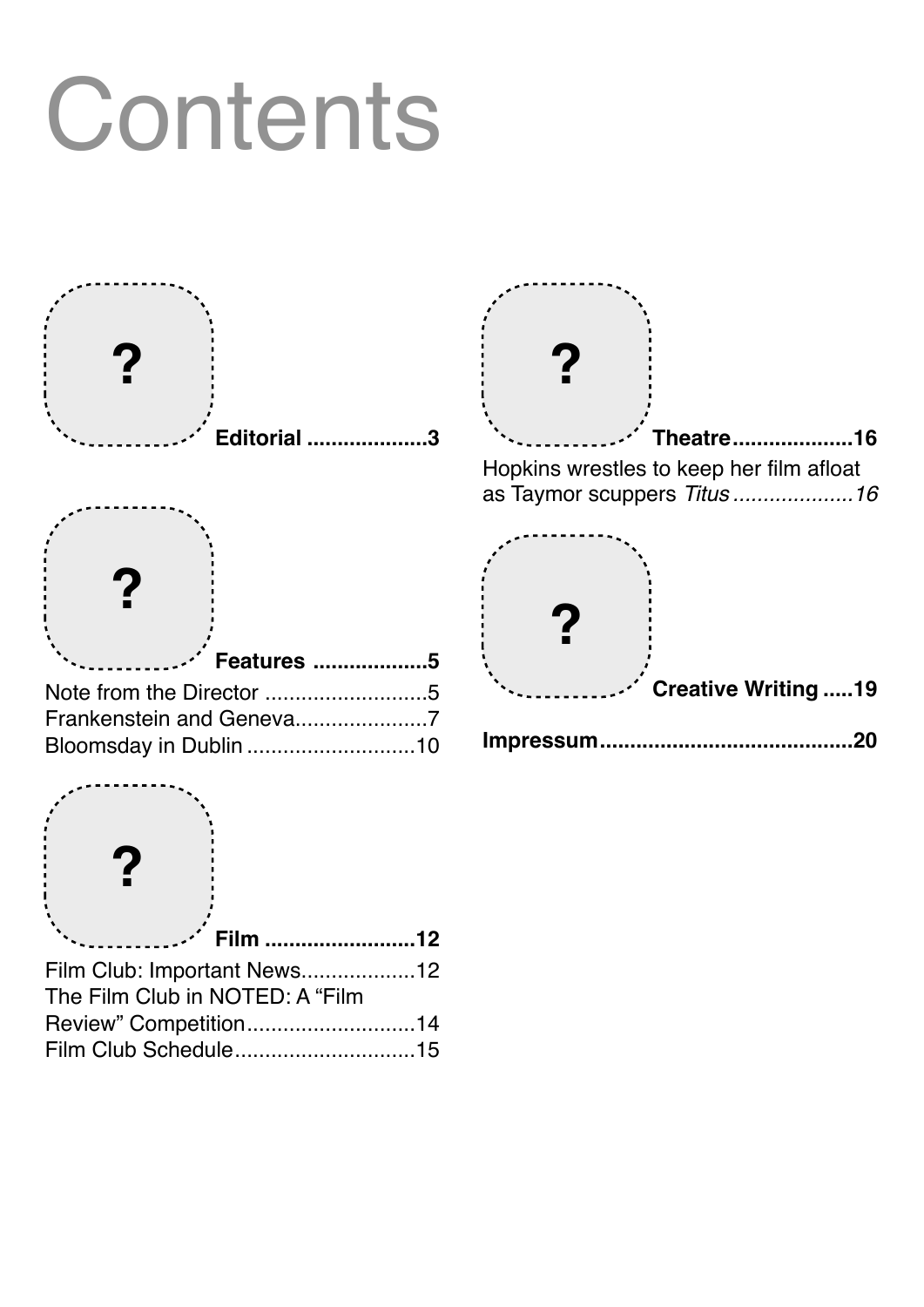# Contents

**Editorial** .................... **3**

**Features** .................. **5**

Note from the Director ...........................5
Frankenstein and Geneva......................7
Bloomsday in Dublin ............................10

**Film** ......................... **12**

Film Club: Important News...................12
The Film Club in NOTED: A "Film Review" Competition............................14
Film Club Schedule..............................15

**Theatre**.................... **16**

Hopkins wrestles to keep her film afloat as Taymor scuppers *Titus* ....................*16*

**Creative Writing** ..... **19**

**Impressum**......................................... **20**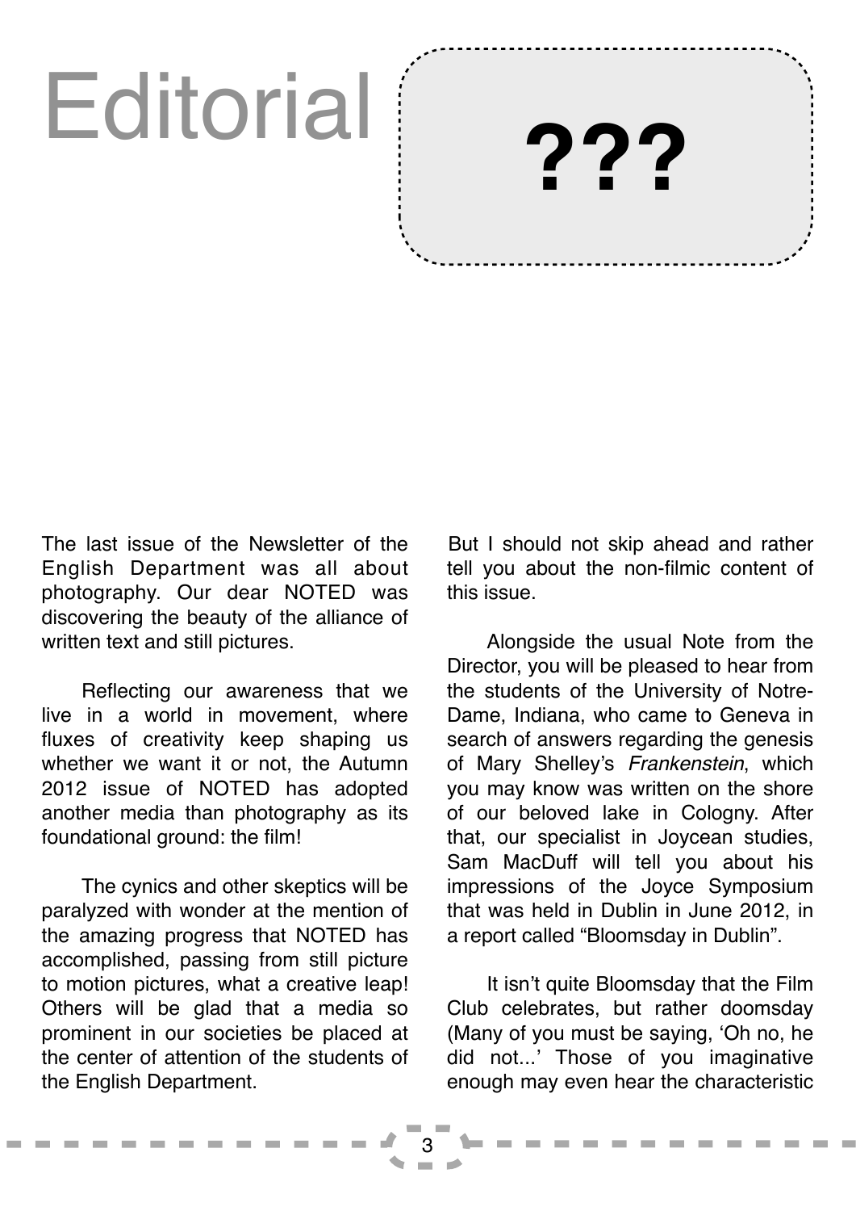# Editorial

**???**

The last issue of the Newsletter of the English Department was all about photography. Our dear NOTED was discovering the beauty of the alliance of written text and still pictures.

Reflecting our awareness that we live in a world in movement, where fluxes of creativity keep shaping us whether we want it or not, the Autumn 2012 issue of NOTED has adopted another media than photography as its foundational ground: the film!

The cynics and other skeptics will be paralyzed with wonder at the mention of the amazing progress that NOTED has accomplished, passing from still picture to motion pictures, what a creative leap! Others will be glad that a media so prominent in our societies be placed at the center of attention of the students of the English Department.

But I should not skip ahead and rather tell you about the non-filmic content of this issue.

Alongside the usual Note from the Director, you will be pleased to hear from the students of the University of Notre-Dame, Indiana, who came to Geneva in search of answers regarding the genesis of Mary Shelley's *Frankenstein*, which you may know was written on the shore of our beloved lake in Cologny. After that, our specialist in Joycean studies, Sam MacDuff will tell you about his impressions of the Joyce Symposium that was held in Dublin in June 2012, in a report called "Bloomsday in Dublin".

It isn't quite Bloomsday that the Film Club celebrates, but rather doomsday (Many of you must be saying, 'Oh no, he did not...' Those of you imaginative enough may even hear the characteristic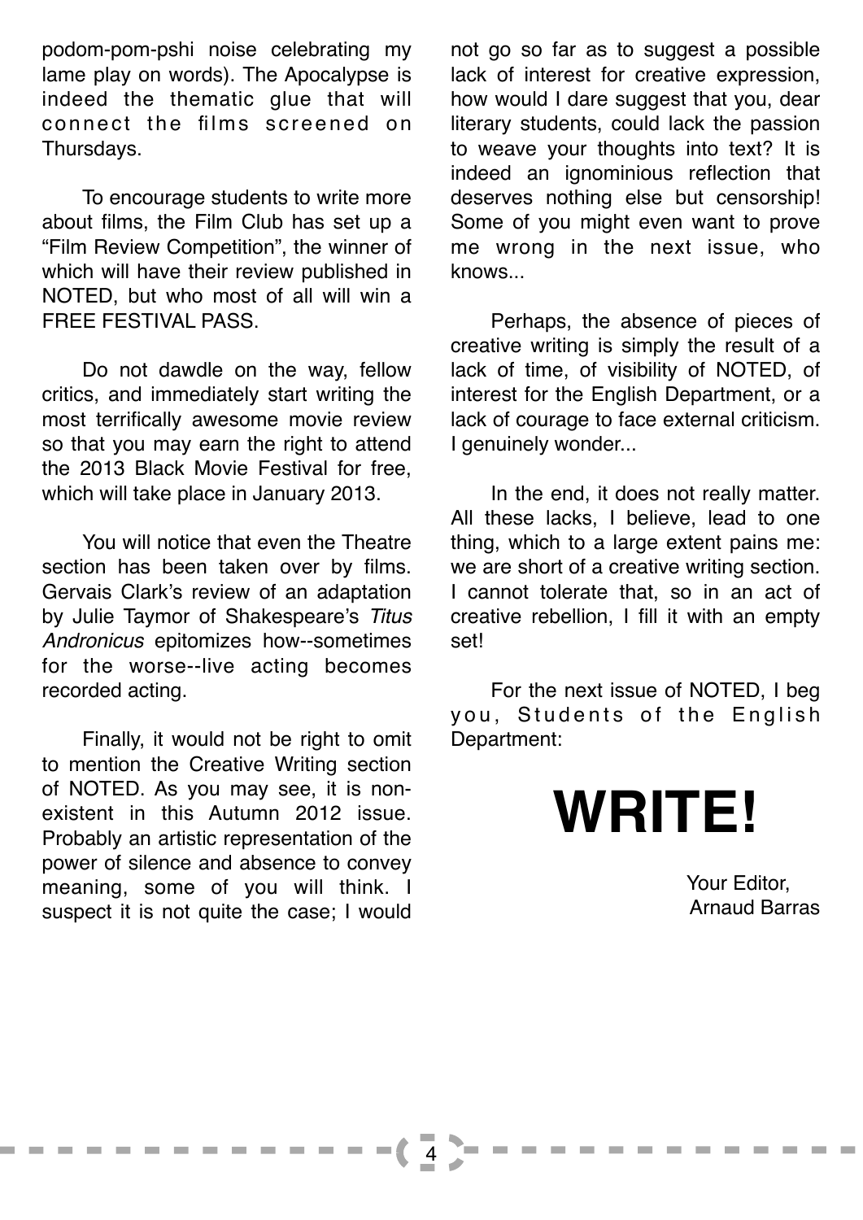podom-pom-pshi noise celebrating my lame play on words). The Apocalypse is indeed the thematic glue that will connect the films screened on Thursdays.

To encourage students to write more about films, the Film Club has set up a "Film Review Competition", the winner of which will have their review published in NOTED, but who most of all will win a FREE FESTIVAL PASS.

Do not dawdle on the way, fellow critics, and immediately start writing the most terrifically awesome movie review so that you may earn the right to attend the 2013 Black Movie Festival for free, which will take place in January 2013.

You will notice that even the Theatre section has been taken over by films. Gervais Clark's review of an adaptation by Julie Taymor of Shakespeare's *Titus Andronicus* epitomizes how--sometimes for the worse--live acting becomes recorded acting.

Finally, it would not be right to omit to mention the Creative Writing section of NOTED. As you may see, it is non-existent in this Autumn 2012 issue. Probably an artistic representation of the power of silence and absence to convey meaning, some of you will think. I suspect it is not quite the case; I would not go so far as to suggest a possible lack of interest for creative expression, how would I dare suggest that you, dear literary students, could lack the passion to weave your thoughts into text? It is indeed an ignominious reflection that deserves nothing else but censorship! Some of you might even want to prove me wrong in the next issue, who knows...

Perhaps, the absence of pieces of creative writing is simply the result of a lack of time, of visibility of NOTED, of interest for the English Department, or a lack of courage to face external criticism. I genuinely wonder...

In the end, it does not really matter. All these lacks, I believe, lead to one thing, which to a large extent pains me: we are short of a creative writing section. I cannot tolerate that, so in an act of creative rebellion, I fill it with an empty set!

For the next issue of NOTED, I beg you, Students of the English Department:

# WRITE!

Your Editor,
Arnaud Barras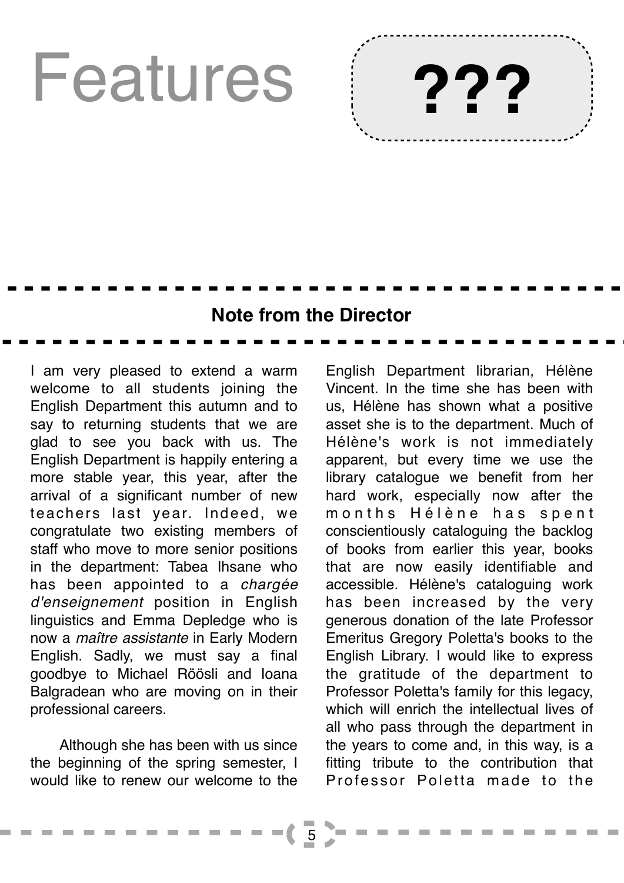# Features

**???**

## Note from the Director

I am very pleased to extend a warm welcome to all students joining the English Department this autumn and to say to returning students that we are glad to see you back with us. The English Department is happily entering a more stable year, this year, after the arrival of a significant number of new teachers last year. Indeed, we congratulate two existing members of staff who move to more senior positions in the department: Tabea Ihsane who has been appointed to a *chargée d'enseignement* position in English linguistics and Emma Depledge who is now a *maître assistante* in Early Modern English. Sadly, we must say a final goodbye to Michael Röösli and Ioana Balgradean who are moving on in their professional careers.

Although she has been with us since the beginning of the spring semester, I would like to renew our welcome to the English Department librarian, Hélène Vincent. In the time she has been with us, Hélène has shown what a positive asset she is to the department. Much of Hélène's work is not immediately apparent, but every time we use the library catalogue we benefit from her hard work, especially now after the months Hélène has spent conscientiously cataloguing the backlog of books from earlier this year, books that are now easily identifiable and accessible. Hélène's cataloguing work has been increased by the very generous donation of the late Professor Emeritus Gregory Poletta's books to the English Library. I would like to express the gratitude of the department to Professor Poletta's family for this legacy, which will enrich the intellectual lives of all who pass through the department in the years to come and, in this way, is a fitting tribute to the contribution that Professor Poletta made to the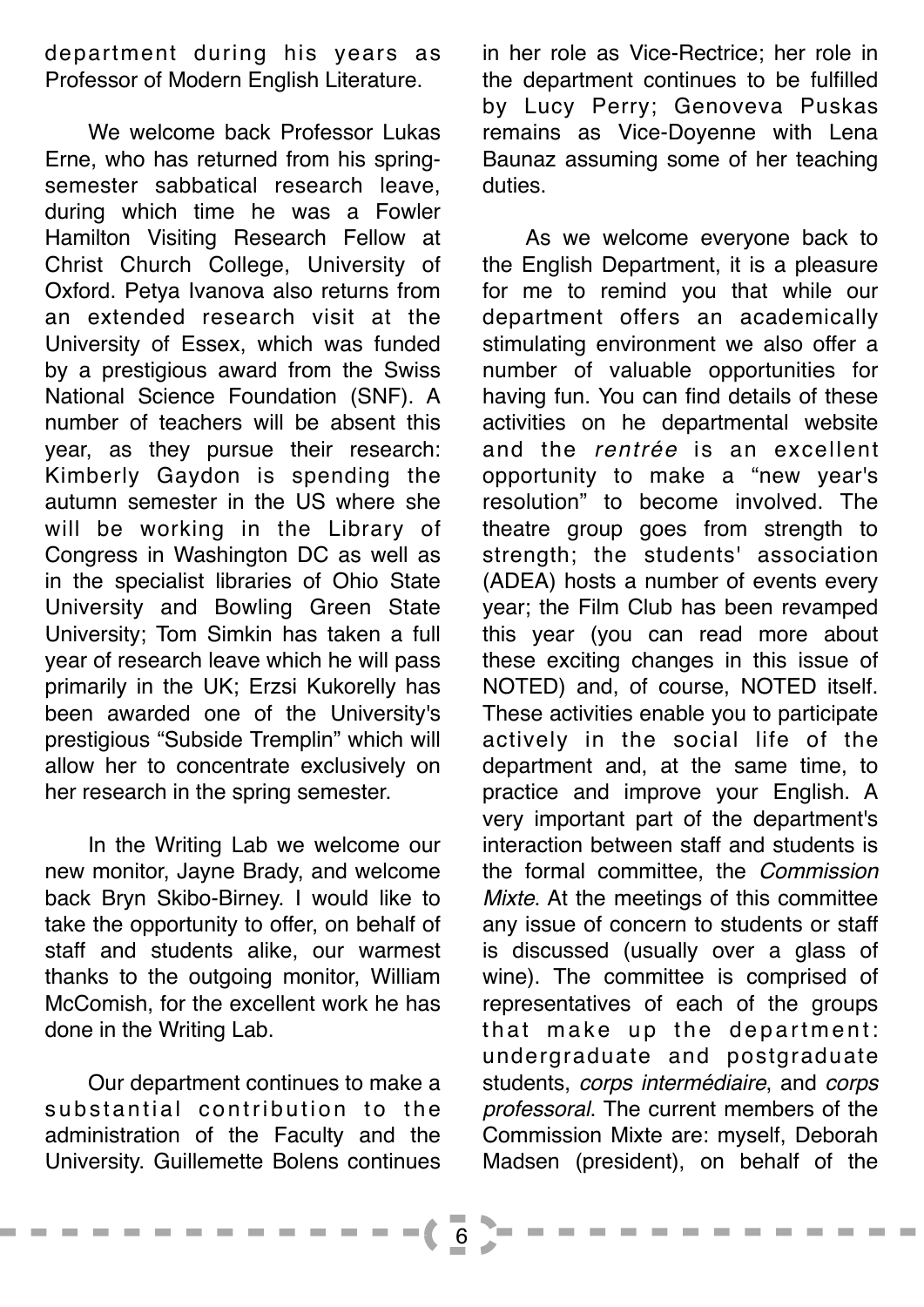department during his years as Professor of Modern English Literature.

We welcome back Professor Lukas Erne, who has returned from his spring-semester sabbatical research leave, during which time he was a Fowler Hamilton Visiting Research Fellow at Christ Church College, University of Oxford. Petya Ivanova also returns from an extended research visit at the University of Essex, which was funded by a prestigious award from the Swiss National Science Foundation (SNF). A number of teachers will be absent this year, as they pursue their research: Kimberly Gaydon is spending the autumn semester in the US where she will be working in the Library of Congress in Washington DC as well as in the specialist libraries of Ohio State University and Bowling Green State University; Tom Simkin has taken a full year of research leave which he will pass primarily in the UK; Erzsi Kukorelly has been awarded one of the University's prestigious "Subside Tremplin" which will allow her to concentrate exclusively on her research in the spring semester.

In the Writing Lab we welcome our new monitor, Jayne Brady, and welcome back Bryn Skibo-Birney. I would like to take the opportunity to offer, on behalf of staff and students alike, our warmest thanks to the outgoing monitor, William McComish, for the excellent work he has done in the Writing Lab.

Our department continues to make a substantial contribution to the administration of the Faculty and the University. Guillemette Bolens continues in her role as Vice-Rectrice; her role in the department continues to be fulfilled by Lucy Perry; Genoveva Puskas remains as Vice-Doyenne with Lena Baunaz assuming some of her teaching duties.

As we welcome everyone back to the English Department, it is a pleasure for me to remind you that while our department offers an academically stimulating environment we also offer a number of valuable opportunities for having fun. You can find details of these activities on he departmental website and the *rentrée* is an excellent opportunity to make a "new year's resolution" to become involved. The theatre group goes from strength to strength; the students' association (ADEA) hosts a number of events every year; the Film Club has been revamped this year (you can read more about these exciting changes in this issue of NOTED) and, of course, NOTED itself. These activities enable you to participate actively in the social life of the department and, at the same time, to practice and improve your English. A very important part of the department's interaction between staff and students is the formal committee, the *Commission Mixte*. At the meetings of this committee any issue of concern to students or staff is discussed (usually over a glass of wine). The committee is comprised of representatives of each of the groups that make up the department: undergraduate and postgraduate students, *corps intermédiaire*, and *corps professoral*. The current members of the Commission Mixte are: myself, Deborah Madsen (president), on behalf of the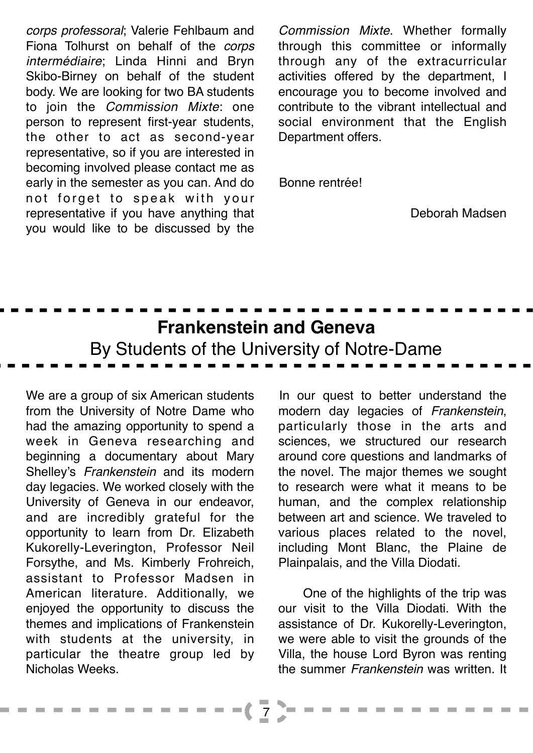*corps professoral*; Valerie Fehlbaum and Fiona Tolhurst on behalf of the *corps intermédiaire*; Linda Hinni and Bryn Skibo-Birney on behalf of the student body. We are looking for two BA students to join the *Commission Mixte*: one person to represent first-year students, the other to act as second-year representative, so if you are interested in becoming involved please contact me as early in the semester as you can. And do not forget to speak with your representative if you have anything that you would like to be discussed by the *Commission Mixte*. Whether formally through this committee or informally through any of the extracurricular activities offered by the department, I encourage you to become involved and contribute to the vibrant intellectual and social environment that the English Department offers.

Bonne rentrée!

Deborah Madsen

## Frankenstein and Geneva

By Students of the University of Notre-Dame

We are a group of six American students from the University of Notre Dame who had the amazing opportunity to spend a week in Geneva researching and beginning a documentary about Mary Shelley's *Frankenstein* and its modern day legacies. We worked closely with the University of Geneva in our endeavor, and are incredibly grateful for the opportunity to learn from Dr. Elizabeth Kukorelly-Leverington, Professor Neil Forsythe, and Ms. Kimberly Frohreich, assistant to Professor Madsen in American literature. Additionally, we enjoyed the opportunity to discuss the themes and implications of Frankenstein with students at the university, in particular the theatre group led by Nicholas Weeks.

In our quest to better understand the modern day legacies of *Frankenstein*, particularly those in the arts and sciences, we structured our research around core questions and landmarks of the novel. The major themes we sought to research were what it means to be human, and the complex relationship between art and science. We traveled to various places related to the novel, including Mont Blanc, the Plaine de Plainpalais, and the Villa Diodati.

One of the highlights of the trip was our visit to the Villa Diodati. With the assistance of Dr. Kukorelly-Leverington, we were able to visit the grounds of the Villa, the house Lord Byron was renting the summer *Frankenstein* was written. It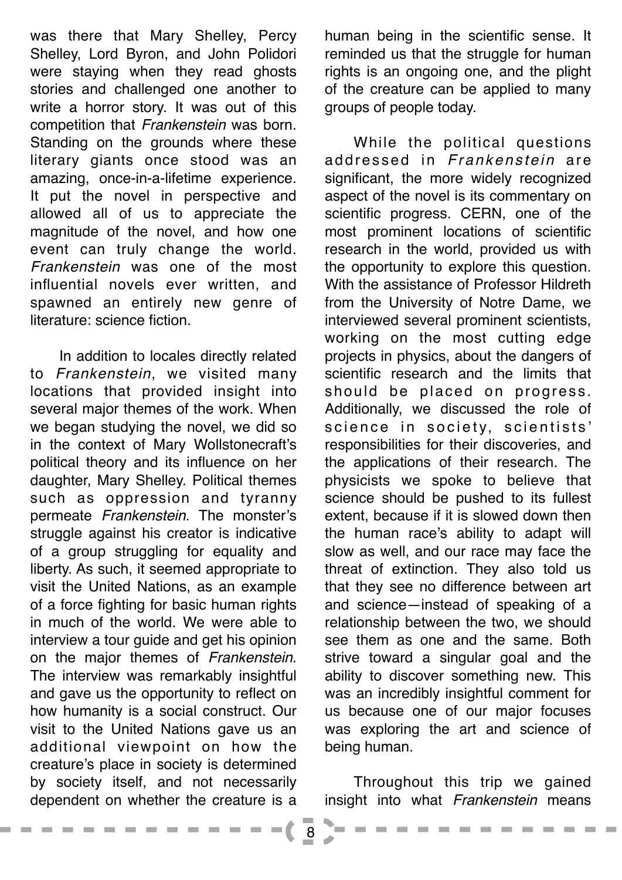was there that Mary Shelley, Percy Shelley, Lord Byron, and John Polidori were staying when they read ghosts stories and challenged one another to write a horror story. It was out of this competition that *Frankenstein* was born. Standing on the grounds where these literary giants once stood was an amazing, once-in-a-lifetime experience. It put the novel in perspective and allowed all of us to appreciate the magnitude of the novel, and how one event can truly change the world. *Frankenstein* was one of the most influential novels ever written, and spawned an entirely new genre of literature: science fiction.

In addition to locales directly related to *Frankenstein*, we visited many locations that provided insight into several major themes of the work. When we began studying the novel, we did so in the context of Mary Wollstonecraft's political theory and its influence on her daughter, Mary Shelley. Political themes such as oppression and tyranny permeate *Frankenstein*. The monster's struggle against his creator is indicative of a group struggling for equality and liberty. As such, it seemed appropriate to visit the United Nations, as an example of a force fighting for basic human rights in much of the world. We were able to interview a tour guide and get his opinion on the major themes of *Frankenstein*. The interview was remarkably insightful and gave us the opportunity to reflect on how humanity is a social construct. Our visit to the United Nations gave us an additional viewpoint on how the creature's place in society is determined by society itself, and not necessarily dependent on whether the creature is a human being in the scientific sense. It reminded us that the struggle for human rights is an ongoing one, and the plight of the creature can be applied to many groups of people today.

While the political questions addressed in *Frankenstein* are significant, the more widely recognized aspect of the novel is its commentary on scientific progress. CERN, one of the most prominent locations of scientific research in the world, provided us with the opportunity to explore this question. With the assistance of Professor Hildreth from the University of Notre Dame, we interviewed several prominent scientists, working on the most cutting edge projects in physics, about the dangers of scientific research and the limits that should be placed on progress. Additionally, we discussed the role of science in society, scientists' responsibilities for their discoveries, and the applications of their research. The physicists we spoke to believe that science should be pushed to its fullest extent, because if it is slowed down then the human race's ability to adapt will slow as well, and our race may face the threat of extinction. They also told us that they see no difference between art and science—instead of speaking of a relationship between the two, we should see them as one and the same. Both strive toward a singular goal and the ability to discover something new. This was an incredibly insightful comment for us because one of our major focuses was exploring the art and science of being human.

Throughout this trip we gained insight into what *Frankenstein* means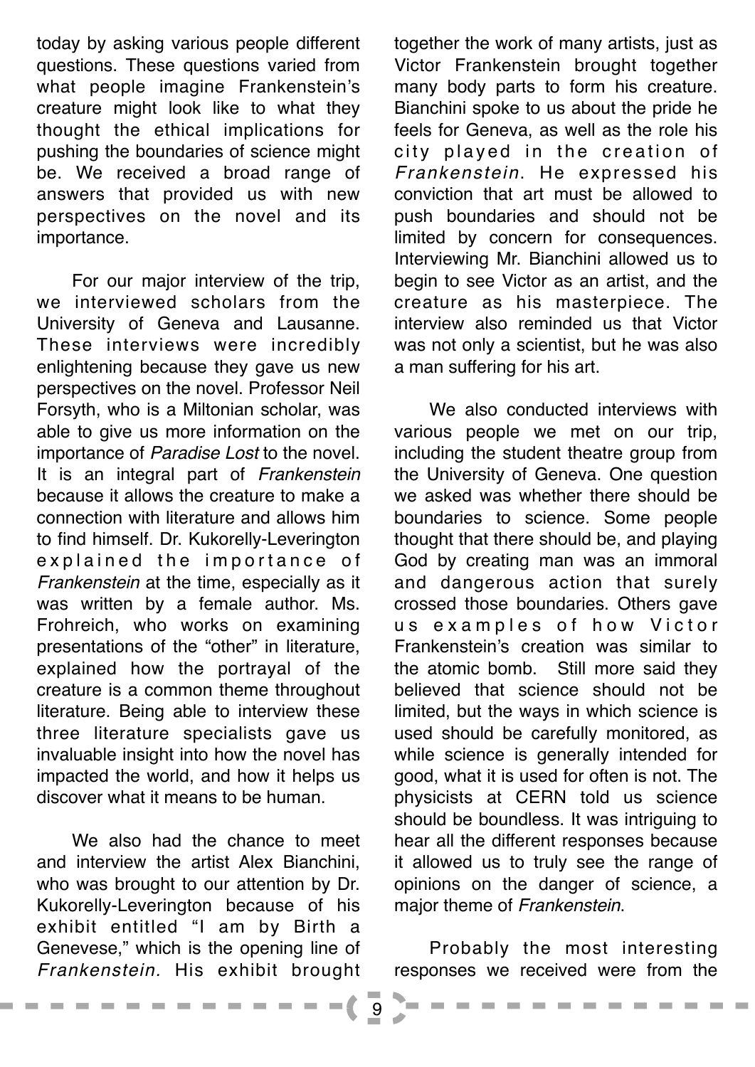today by asking various people different questions. These questions varied from what people imagine Frankenstein's creature might look like to what they thought the ethical implications for pushing the boundaries of science might be. We received a broad range of answers that provided us with new perspectives on the novel and its importance.

For our major interview of the trip, we interviewed scholars from the University of Geneva and Lausanne. These interviews were incredibly enlightening because they gave us new perspectives on the novel. Professor Neil Forsyth, who is a Miltonian scholar, was able to give us more information on the importance of *Paradise Lost* to the novel. It is an integral part of *Frankenstein* because it allows the creature to make a connection with literature and allows him to find himself. Dr. Kukorelly-Leverington explained the importance of *Frankenstein* at the time, especially as it was written by a female author. Ms. Frohreich, who works on examining presentations of the "other" in literature, explained how the portrayal of the creature is a common theme throughout literature. Being able to interview these three literature specialists gave us invaluable insight into how the novel has impacted the world, and how it helps us discover what it means to be human.

We also had the chance to meet and interview the artist Alex Bianchini, who was brought to our attention by Dr. Kukorelly-Leverington because of his exhibit entitled "I am by Birth a Genevese," which is the opening line of *Frankenstein.* His exhibit brought together the work of many artists, just as Victor Frankenstein brought together many body parts to form his creature. Bianchini spoke to us about the pride he feels for Geneva, as well as the role his city played in the creation of *Frankenstein*. He expressed his conviction that art must be allowed to push boundaries and should not be limited by concern for consequences. Interviewing Mr. Bianchini allowed us to begin to see Victor as an artist, and the creature as his masterpiece. The interview also reminded us that Victor was not only a scientist, but he was also a man suffering for his art.

We also conducted interviews with various people we met on our trip, including the student theatre group from the University of Geneva. One question we asked was whether there should be boundaries to science. Some people thought that there should be, and playing God by creating man was an immoral and dangerous action that surely crossed those boundaries. Others gave us examples of how Victor Frankenstein's creation was similar to the atomic bomb. Still more said they believed that science should not be limited, but the ways in which science is used should be carefully monitored, as while science is generally intended for good, what it is used for often is not. The physicists at CERN told us science should be boundless. It was intriguing to hear all the different responses because it allowed us to truly see the range of opinions on the danger of science, a major theme of *Frankenstein*.

Probably the most interesting responses we received were from the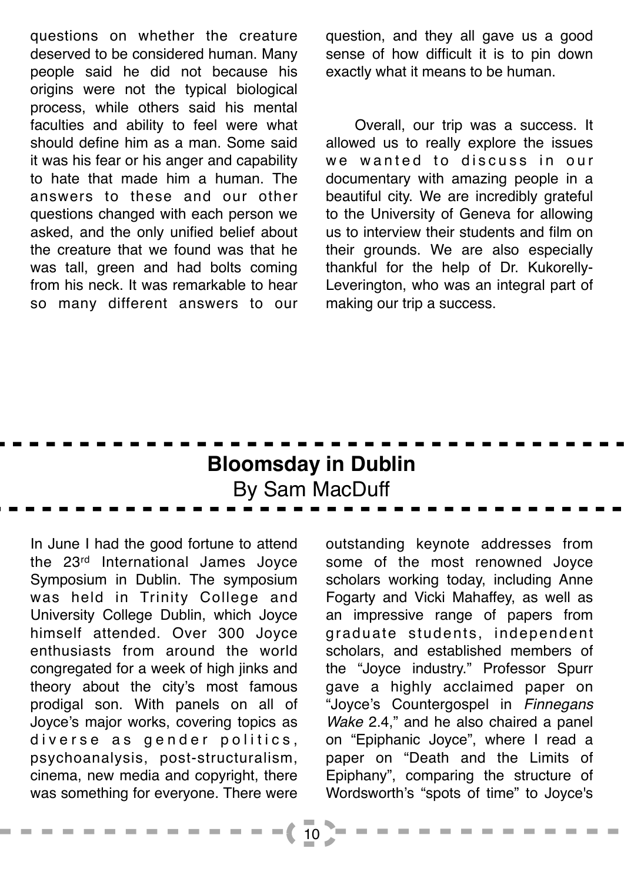questions on whether the creature deserved to be considered human. Many people said he did not because his origins were not the typical biological process, while others said his mental faculties and ability to feel were what should define him as a man. Some said it was his fear or his anger and capability to hate that made him a human. The answers to these and our other questions changed with each person we asked, and the only unified belief about the creature that we found was that he was tall, green and had bolts coming from his neck. It was remarkable to hear so many different answers to our question, and they all gave us a good sense of how difficult it is to pin down exactly what it means to be human.

Overall, our trip was a success. It allowed us to really explore the issues we wanted to discuss in our documentary with amazing people in a beautiful city. We are incredibly grateful to the University of Geneva for allowing us to interview their students and film on their grounds. We are also especially thankful for the help of Dr. Kukorelly-Leverington, who was an integral part of making our trip a success.

## Bloomsday in Dublin

By Sam MacDuff

In June I had the good fortune to attend the 23rd International James Joyce Symposium in Dublin. The symposium was held in Trinity College and University College Dublin, which Joyce himself attended. Over 300 Joyce enthusiasts from around the world congregated for a week of high jinks and theory about the city's most famous prodigal son. With panels on all of Joyce's major works, covering topics as diverse as gender politics, psychoanalysis, post-structuralism, cinema, new media and copyright, there was something for everyone. There were outstanding keynote addresses from some of the most renowned Joyce scholars working today, including Anne Fogarty and Vicki Mahaffey, as well as an impressive range of papers from graduate students, independent scholars, and established members of the "Joyce industry." Professor Spurr gave a highly acclaimed paper on "Joyce's Countergospel in *Finnegans Wake* 2.4," and he also chaired a panel on "Epiphanic Joyce", where I read a paper on "Death and the Limits of Epiphany", comparing the structure of Wordsworth's "spots of time" to Joyce's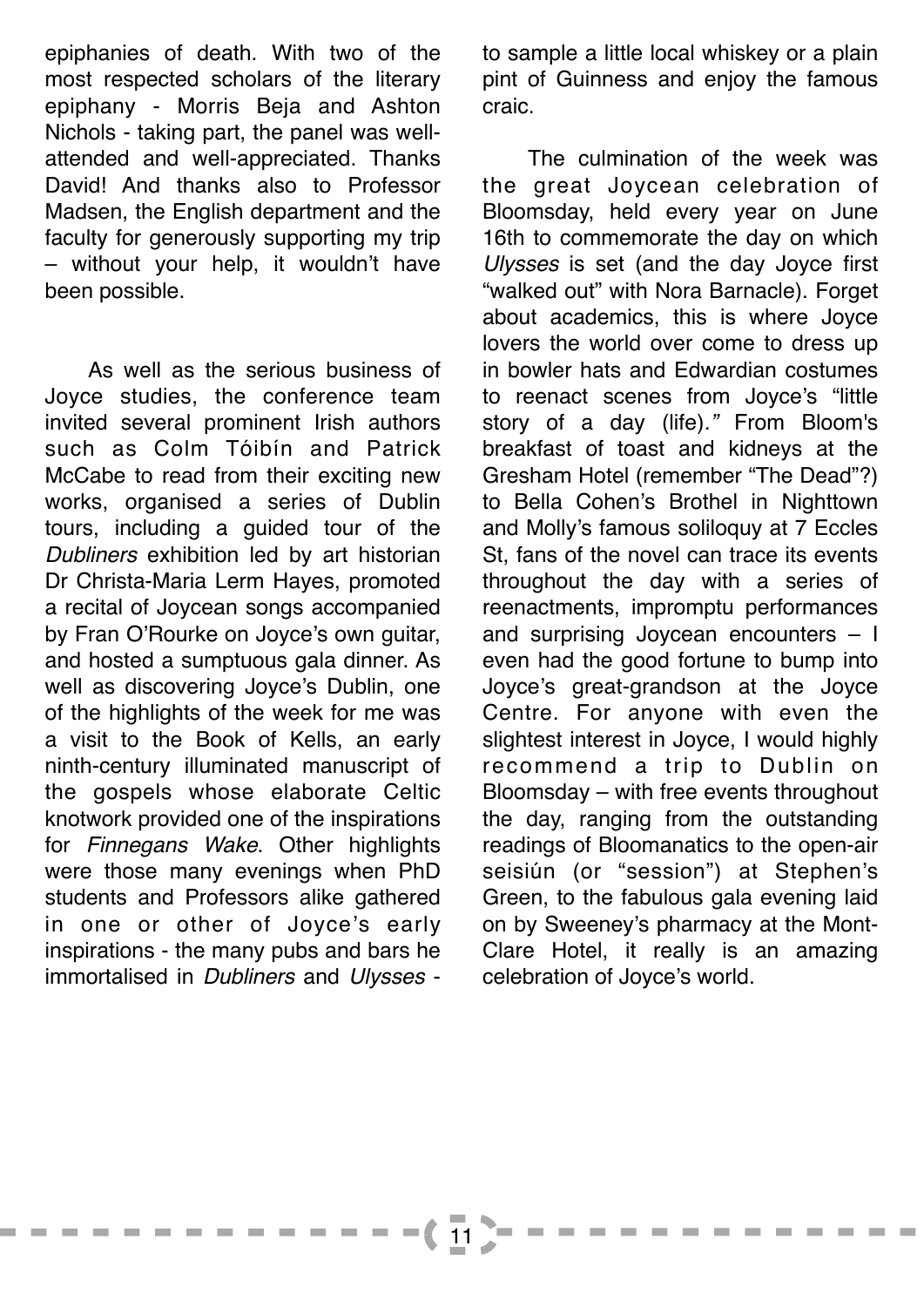epiphanies of death. With two of the most respected scholars of the literary epiphany - Morris Beja and Ashton Nichols - taking part, the panel was well-attended and well-appreciated. Thanks David! And thanks also to Professor Madsen, the English department and the faculty for generously supporting my trip – without your help, it wouldn't have been possible.

As well as the serious business of Joyce studies, the conference team invited several prominent Irish authors such as Colm Tóibín and Patrick McCabe to read from their exciting new works, organised a series of Dublin tours, including a guided tour of the *Dubliners* exhibition led by art historian Dr Christa-Maria Lerm Hayes, promoted a recital of Joycean songs accompanied by Fran O'Rourke on Joyce's own guitar, and hosted a sumptuous gala dinner. As well as discovering Joyce's Dublin, one of the highlights of the week for me was a visit to the Book of Kells, an early ninth-century illuminated manuscript of the gospels whose elaborate Celtic knotwork provided one of the inspirations for *Finnegans Wake*. Other highlights were those many evenings when PhD students and Professors alike gathered in one or other of Joyce's early inspirations - the many pubs and bars he immortalised in *Dubliners* and *Ulysses* - to sample a little local whiskey or a plain pint of Guinness and enjoy the famous craic.

The culmination of the week was the great Joycean celebration of Bloomsday, held every year on June 16th to commemorate the day on which *Ulysses* is set (and the day Joyce first "walked out" with Nora Barnacle). Forget about academics, this is where Joyce lovers the world over come to dress up in bowler hats and Edwardian costumes to reenact scenes from Joyce's "little story of a day (life)." From Bloom's breakfast of toast and kidneys at the Gresham Hotel (remember "The Dead"?) to Bella Cohen's Brothel in Nighttown and Molly's famous soliloquy at 7 Eccles St, fans of the novel can trace its events throughout the day with a series of reenactments, impromptu performances and surprising Joycean encounters – I even had the good fortune to bump into Joyce's great-grandson at the Joyce Centre. For anyone with even the slightest interest in Joyce, I would highly recommend a trip to Dublin on Bloomsday – with free events throughout the day, ranging from the outstanding readings of Bloomanatics to the open-air seisiún (or "session") at Stephen's Green, to the fabulous gala evening laid on by Sweeney's pharmacy at the Mont-Clare Hotel, it really is an amazing celebration of Joyce's world.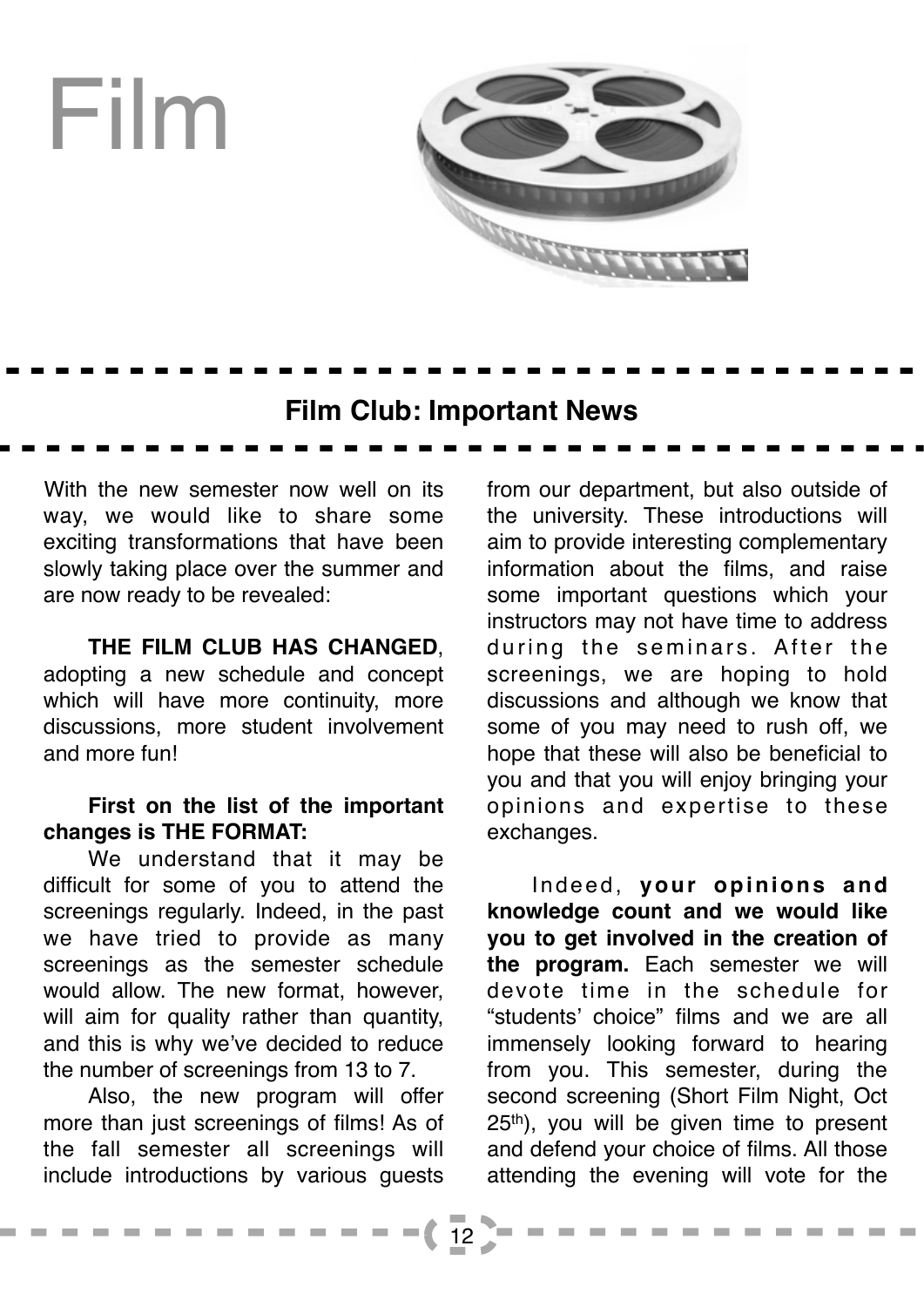# Film

## Film Club: Important News

With the new semester now well on its way, we would like to share some exciting transformations that have been slowly taking place over the summer and are now ready to be revealed:

**THE FILM CLUB HAS CHANGED**, adopting a new schedule and concept which will have more continuity, more discussions, more student involvement and more fun!

**First on the list of the important changes is THE FORMAT:**

We understand that it may be difficult for some of you to attend the screenings regularly. Indeed, in the past we have tried to provide as many screenings as the semester schedule would allow. The new format, however, will aim for quality rather than quantity, and this is why we've decided to reduce the number of screenings from 13 to 7.

Also, the new program will offer more than just screenings of films! As of the fall semester all screenings will include introductions by various guests from our department, but also outside of the university. These introductions will aim to provide interesting complementary information about the films, and raise some important questions which your instructors may not have time to address during the seminars. After the screenings, we are hoping to hold discussions and although we know that some of you may need to rush off, we hope that these will also be beneficial to you and that you will enjoy bringing your opinions and expertise to these exchanges.

Indeed, **your opinions and knowledge count and we would like you to get involved in the creation of the program.** Each semester we will devote time in the schedule for "students' choice" films and we are all immensely looking forward to hearing from you. This semester, during the second screening (Short Film Night, Oct 25th), you will be given time to present and defend your choice of films. All those attending the evening will vote for the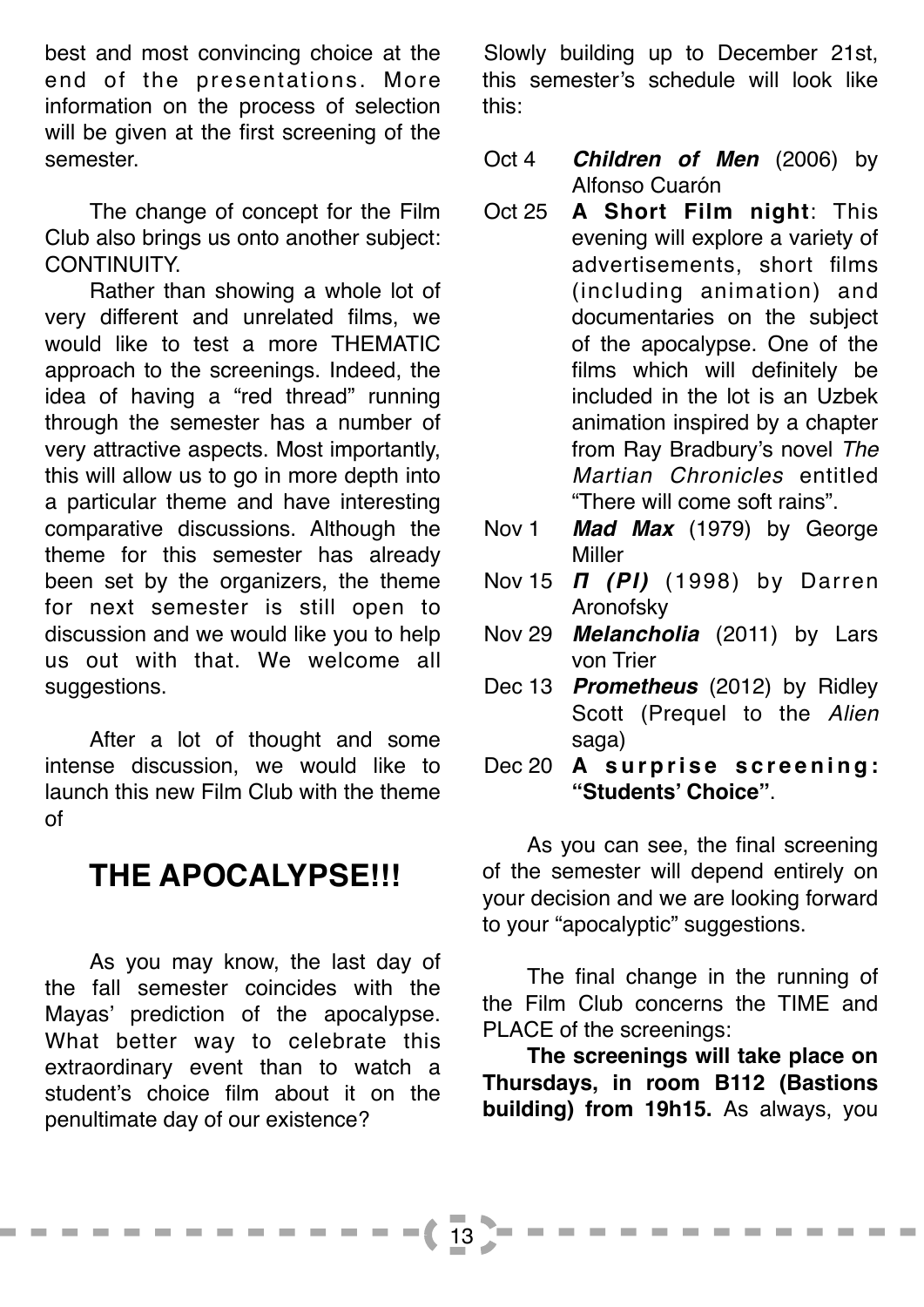best and most convincing choice at the end of the presentations. More information on the process of selection will be given at the first screening of the semester.

The change of concept for the Film Club also brings us onto another subject: CONTINUITY.

Rather than showing a whole lot of very different and unrelated films, we would like to test a more THEMATIC approach to the screenings. Indeed, the idea of having a "red thread" running through the semester has a number of very attractive aspects. Most importantly, this will allow us to go in more depth into a particular theme and have interesting comparative discussions. Although the theme for this semester has already been set by the organizers, the theme for next semester is still open to discussion and we would like you to help us out with that. We welcome all suggestions.

After a lot of thought and some intense discussion, we would like to launch this new Film Club with the theme of

## THE APOCALYPSE!!!

As you may know, the last day of the fall semester coincides with the Mayas' prediction of the apocalypse. What better way to celebrate this extraordinary event than to watch a student's choice film about it on the penultimate day of our existence?

Slowly building up to December 21st, this semester's schedule will look like this:

- Oct 4 ***Children of Men*** (2006) by Alfonso Cuarón
- Oct 25 **A Short Film night**: This evening will explore a variety of advertisements, short films (including animation) and documentaries on the subject of the apocalypse. One of the films which will definitely be included in the lot is an Uzbek animation inspired by a chapter from Ray Bradbury's novel *The Martian Chronicles* entitled "There will come soft rains".
- Nov 1 ***Mad Max*** (1979) by George Miller
- Nov 15 ***Π (PI)*** (1998) by Darren Aronofsky
- Nov 29 ***Melancholia*** (2011) by Lars von Trier
- Dec 13 ***Prometheus*** (2012) by Ridley Scott (Prequel to the *Alien* saga)
- Dec 20 **A surprise screening: "Students' Choice"**.

As you can see, the final screening of the semester will depend entirely on your decision and we are looking forward to your "apocalyptic" suggestions.

The final change in the running of the Film Club concerns the TIME and PLACE of the screenings:

**The screenings will take place on Thursdays, in room B112 (Bastions building) from 19h15.** As always, you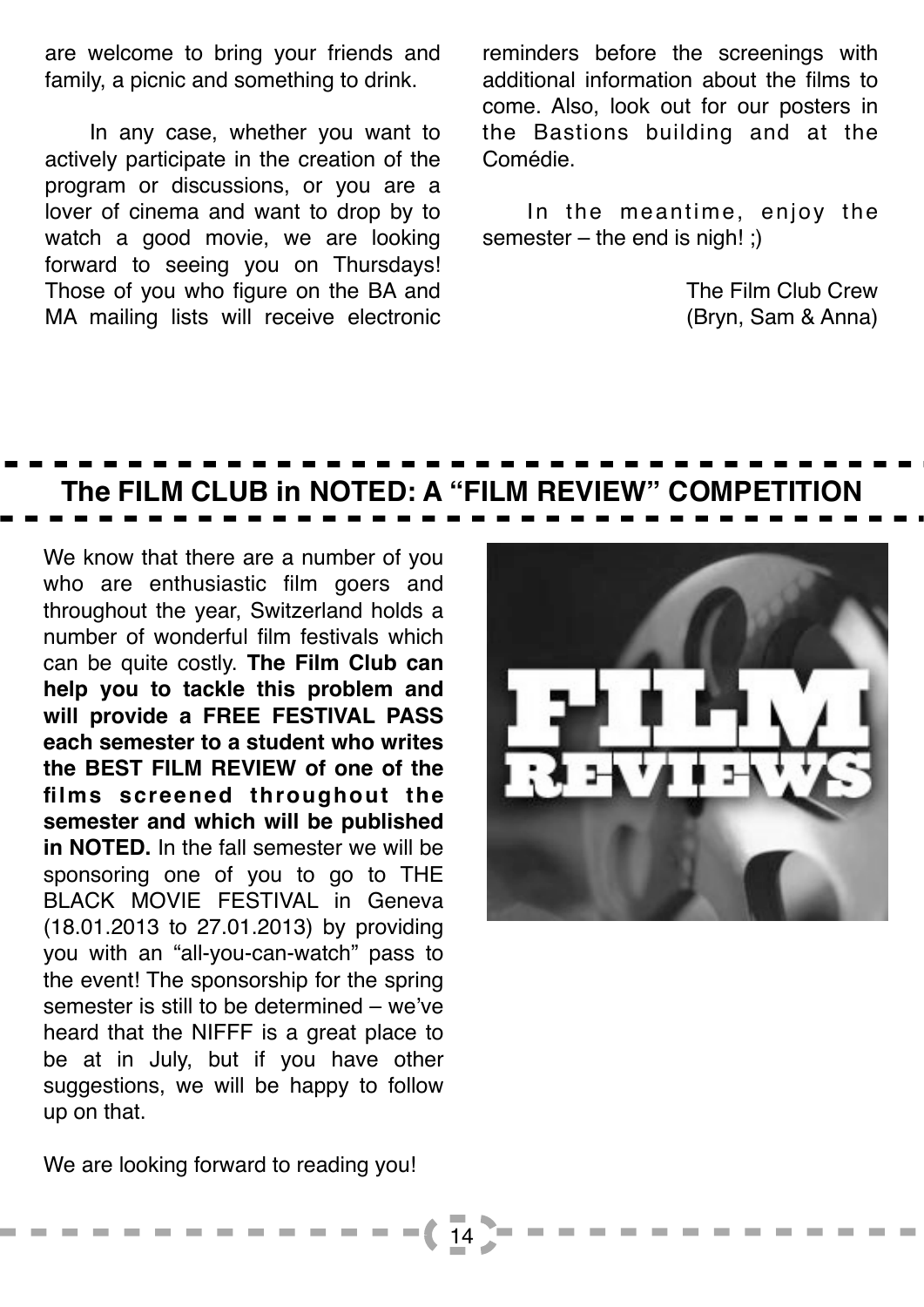are welcome to bring your friends and family, a picnic and something to drink.

In any case, whether you want to actively participate in the creation of the program or discussions, or you are a lover of cinema and want to drop by to watch a good movie, we are looking forward to seeing you on Thursdays! Those of you who figure on the BA and MA mailing lists will receive electronic reminders before the screenings with additional information about the films to come. Also, look out for our posters in the Bastions building and at the Comédie.

In the meantime, enjoy the semester – the end is nigh! ;)

The Film Club Crew
(Bryn, Sam & Anna)

## The FILM CLUB in NOTED: A "FILM REVIEW" COMPETITION

We know that there are a number of you who are enthusiastic film goers and throughout the year, Switzerland holds a number of wonderful film festivals which can be quite costly. **The Film Club can help you to tackle this problem and will provide a FREE FESTIVAL PASS each semester to a student who writes the BEST FILM REVIEW of one of the films screened throughout the semester and which will be published in NOTED.** In the fall semester we will be sponsoring one of you to go to THE BLACK MOVIE FESTIVAL in Geneva (18.01.2013 to 27.01.2013) by providing you with an "all-you-can-watch" pass to the event! The sponsorship for the spring semester is still to be determined – we've heard that the NIFFF is a great place to be at in July, but if you have other suggestions, we will be happy to follow up on that.

We are looking forward to reading you!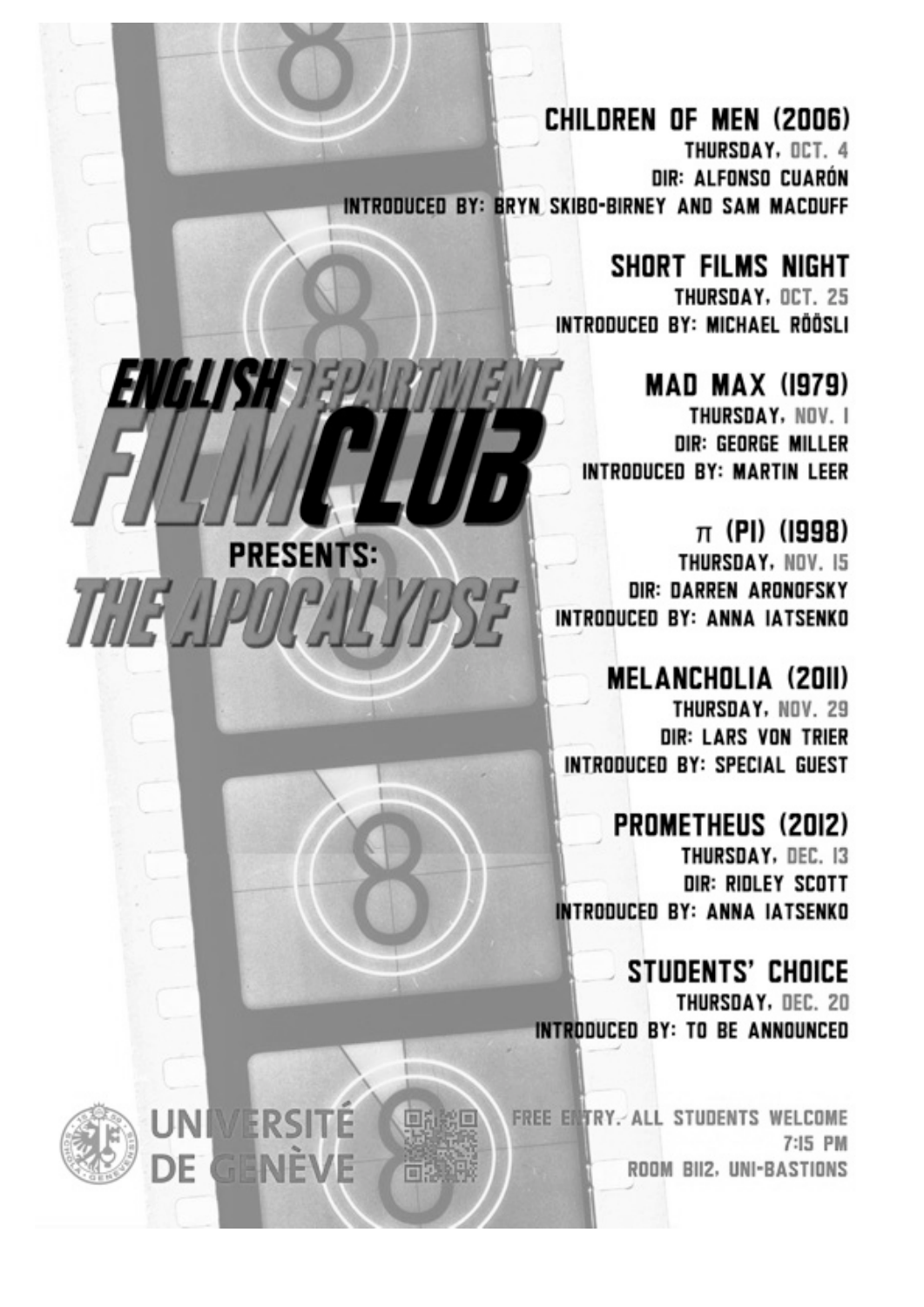# ENGLISH DEPARTMENT FILM CLUB

## PRESENTS: THE APOCALYPSE

### CHILDREN OF MEN (2006)
THURSDAY, OCT. 4
DIR: ALFONSO CUARÓN
INTRODUCED BY: BRYN SKIBO-BIRNEY AND SAM MACDUFF

### SHORT FILMS NIGHT
THURSDAY, OCT. 25
INTRODUCED BY: MICHAEL RÖÖSLI

### MAD MAX (1979)
THURSDAY, NOV. 1
DIR: GEORGE MILLER
INTRODUCED BY: MARTIN LEER

### π (PI) (1998)
THURSDAY, NOV. 15
DIR: DARREN ARONOFSKY
INTRODUCED BY: ANNA IATSENKO

### MELANCHOLIA (2011)
THURSDAY, NOV. 29
DIR: LARS VON TRIER
INTRODUCED BY: SPECIAL GUEST

### PROMETHEUS (2012)
THURSDAY, DEC. 13
DIR: RIDLEY SCOTT
INTRODUCED BY: ANNA IATSENKO

### STUDENTS' CHOICE
THURSDAY, DEC. 20
INTRODUCED BY: TO BE ANNOUNCED

UNIVERSITÉ DE GENÈVE

FREE ENTRY. ALL STUDENTS WELCOME
7:15 PM
ROOM B112, UNI-BASTIONS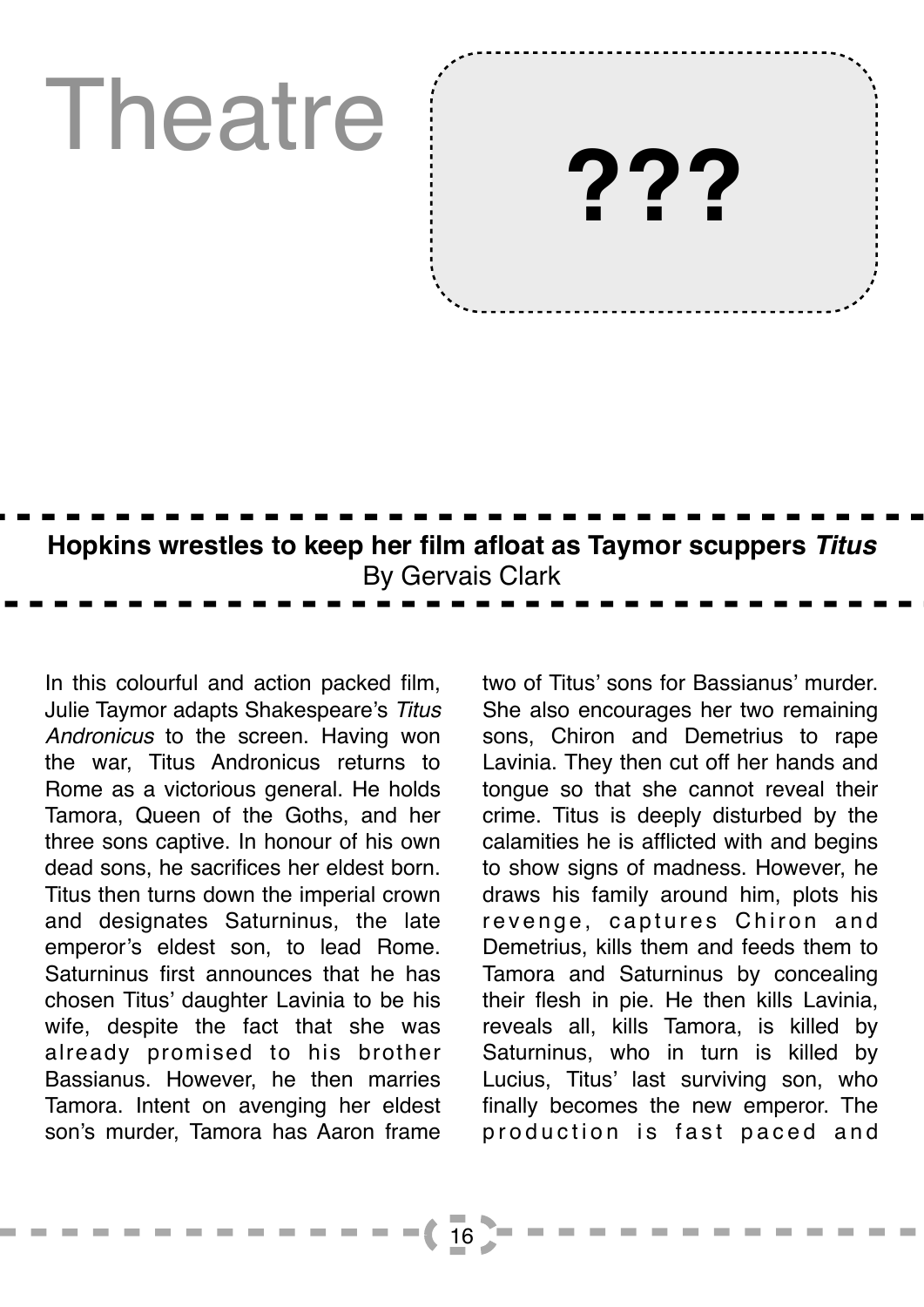# Theatre

**???**

**Hopkins wrestles to keep her film afloat as Taymor scuppers *Titus***
By Gervais Clark

In this colourful and action packed film, Julie Taymor adapts Shakespeare's *Titus Andronicus* to the screen. Having won the war, Titus Andronicus returns to Rome as a victorious general. He holds Tamora, Queen of the Goths, and her three sons captive. In honour of his own dead sons, he sacrifices her eldest born. Titus then turns down the imperial crown and designates Saturninus, the late emperor's eldest son, to lead Rome. Saturninus first announces that he has chosen Titus' daughter Lavinia to be his wife, despite the fact that she was already promised to his brother Bassianus. However, he then marries Tamora. Intent on avenging her eldest son's murder, Tamora has Aaron frame two of Titus' sons for Bassianus' murder. She also encourages her two remaining sons, Chiron and Demetrius to rape Lavinia. They then cut off her hands and tongue so that she cannot reveal their crime. Titus is deeply disturbed by the calamities he is afflicted with and begins to show signs of madness. However, he draws his family around him, plots his revenge, captures Chiron and Demetrius, kills them and feeds them to Tamora and Saturninus by concealing their flesh in pie. He then kills Lavinia, reveals all, kills Tamora, is killed by Saturninus, who in turn is killed by Lucius, Titus' last surviving son, who finally becomes the new emperor. The production is fast paced and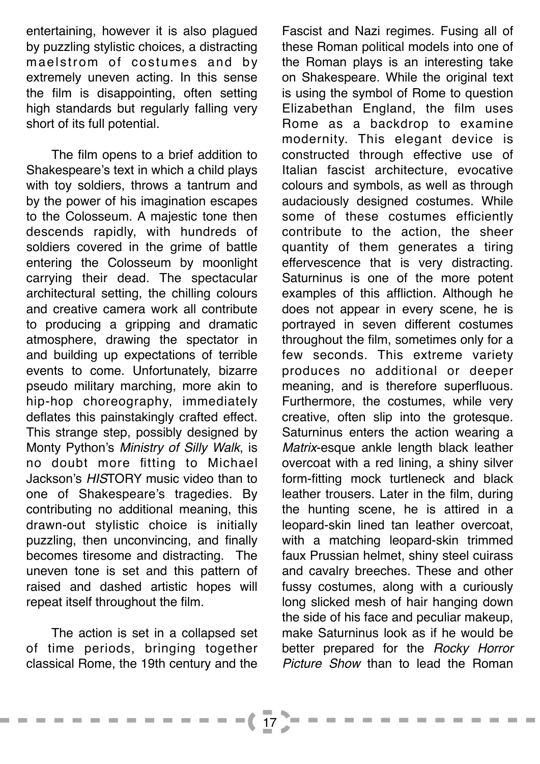entertaining, however it is also plagued by puzzling stylistic choices, a distracting maelstrom of costumes and by extremely uneven acting. In this sense the film is disappointing, often setting high standards but regularly falling very short of its full potential.

The film opens to a brief addition to Shakespeare's text in which a child plays with toy soldiers, throws a tantrum and by the power of his imagination escapes to the Colosseum. A majestic tone then descends rapidly, with hundreds of soldiers covered in the grime of battle entering the Colosseum by moonlight carrying their dead. The spectacular architectural setting, the chilling colours and creative camera work all contribute to producing a gripping and dramatic atmosphere, drawing the spectator in and building up expectations of terrible events to come. Unfortunately, bizarre pseudo military marching, more akin to hip-hop choreography, immediately deflates this painstakingly crafted effect. This strange step, possibly designed by Monty Python's *Ministry of Silly Walk*, is no doubt more fitting to Michael Jackson's *HIS*TORY music video than to one of Shakespeare's tragedies. By contributing no additional meaning, this drawn-out stylistic choice is initially puzzling, then unconvincing, and finally becomes tiresome and distracting. The uneven tone is set and this pattern of raised and dashed artistic hopes will repeat itself throughout the film.

The action is set in a collapsed set of time periods, bringing together classical Rome, the 19th century and the Fascist and Nazi regimes. Fusing all of these Roman political models into one of the Roman plays is an interesting take on Shakespeare. While the original text is using the symbol of Rome to question Elizabethan England, the film uses Rome as a backdrop to examine modernity. This elegant device is constructed through effective use of Italian fascist architecture, evocative colours and symbols, as well as through audaciously designed costumes. While some of these costumes efficiently contribute to the action, the sheer quantity of them generates a tiring effervescence that is very distracting. Saturninus is one of the more potent examples of this affliction. Although he does not appear in every scene, he is portrayed in seven different costumes throughout the film, sometimes only for a few seconds. This extreme variety produces no additional or deeper meaning, and is therefore superfluous. Furthermore, the costumes, while very creative, often slip into the grotesque. Saturninus enters the action wearing a *Matrix*-esque ankle length black leather overcoat with a red lining, a shiny silver form-fitting mock turtleneck and black leather trousers. Later in the film, during the hunting scene, he is attired in a leopard-skin lined tan leather overcoat, with a matching leopard-skin trimmed faux Prussian helmet, shiny steel cuirass and cavalry breeches. These and other fussy costumes, along with a curiously long slicked mesh of hair hanging down the side of his face and peculiar makeup, make Saturninus look as if he would be better prepared for the *Rocky Horror Picture Show* than to lead the Roman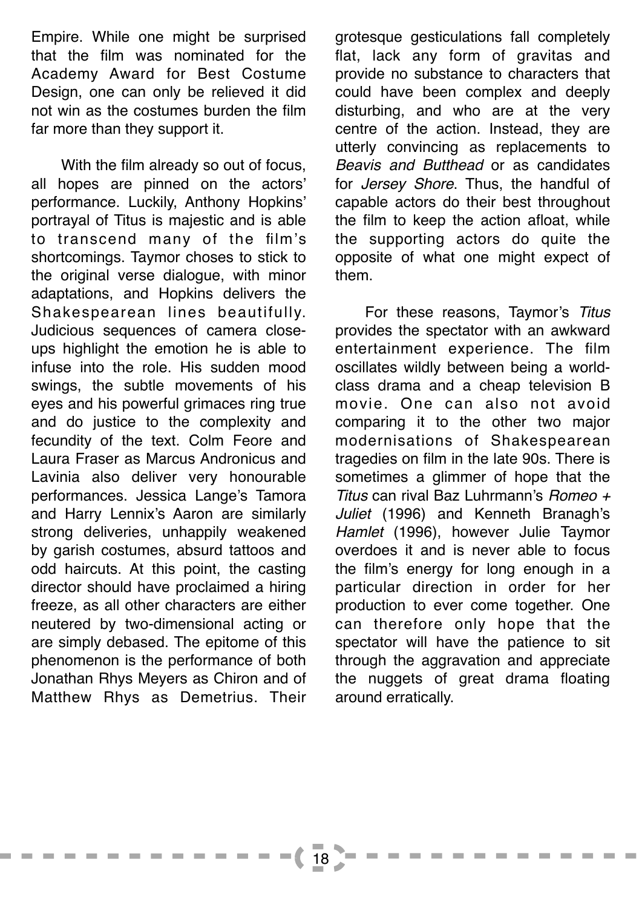Empire. While one might be surprised that the film was nominated for the Academy Award for Best Costume Design, one can only be relieved it did not win as the costumes burden the film far more than they support it.

With the film already so out of focus, all hopes are pinned on the actors' performance. Luckily, Anthony Hopkins' portrayal of Titus is majestic and is able to transcend many of the film's shortcomings. Taymor choses to stick to the original verse dialogue, with minor adaptations, and Hopkins delivers the Shakespearean lines beautifully. Judicious sequences of camera close-ups highlight the emotion he is able to infuse into the role. His sudden mood swings, the subtle movements of his eyes and his powerful grimaces ring true and do justice to the complexity and fecundity of the text. Colm Feore and Laura Fraser as Marcus Andronicus and Lavinia also deliver very honourable performances. Jessica Lange's Tamora and Harry Lennix's Aaron are similarly strong deliveries, unhappily weakened by garish costumes, absurd tattoos and odd haircuts. At this point, the casting director should have proclaimed a hiring freeze, as all other characters are either neutered by two-dimensional acting or are simply debased. The epitome of this phenomenon is the performance of both Jonathan Rhys Meyers as Chiron and of Matthew Rhys as Demetrius. Their grotesque gesticulations fall completely flat, lack any form of gravitas and provide no substance to characters that could have been complex and deeply disturbing, and who are at the very centre of the action. Instead, they are utterly convincing as replacements to *Beavis and Butthead* or as candidates for *Jersey Shore*. Thus, the handful of capable actors do their best throughout the film to keep the action afloat, while the supporting actors do quite the opposite of what one might expect of them.

For these reasons, Taymor's *Titus* provides the spectator with an awkward entertainment experience. The film oscillates wildly between being a world-class drama and a cheap television B movie. One can also not avoid comparing it to the other two major modernisations of Shakespearean tragedies on film in the late 90s. There is sometimes a glimmer of hope that the *Titus* can rival Baz Luhrmann's *Romeo + Juliet* (1996) and Kenneth Branagh's *Hamlet* (1996), however Julie Taymor overdoes it and is never able to focus the film's energy for long enough in a particular direction in order for her production to ever come together. One can therefore only hope that the spectator will have the patience to sit through the aggravation and appreciate the nuggets of great drama floating around erratically.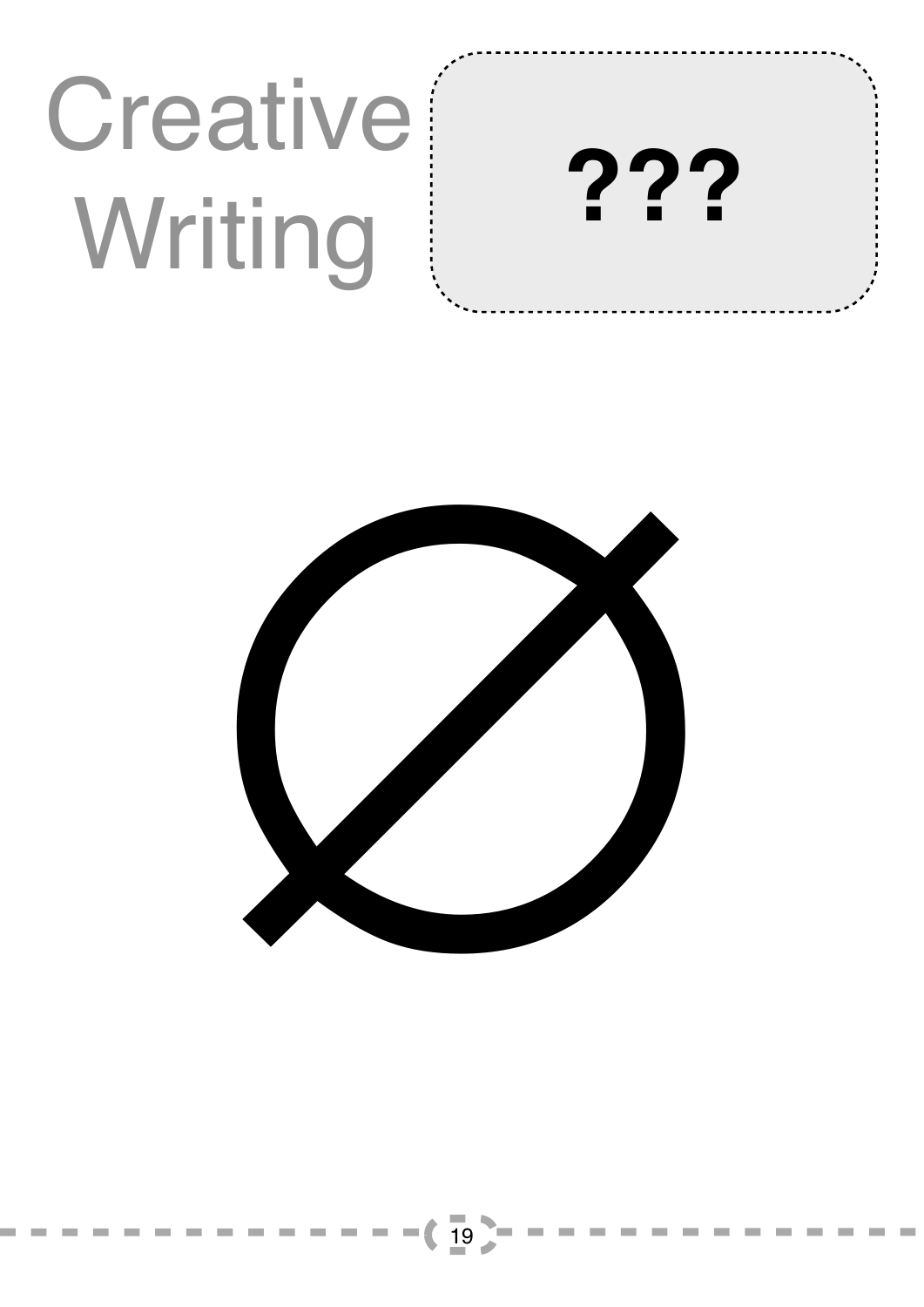# Creative Writing

**???**

Ø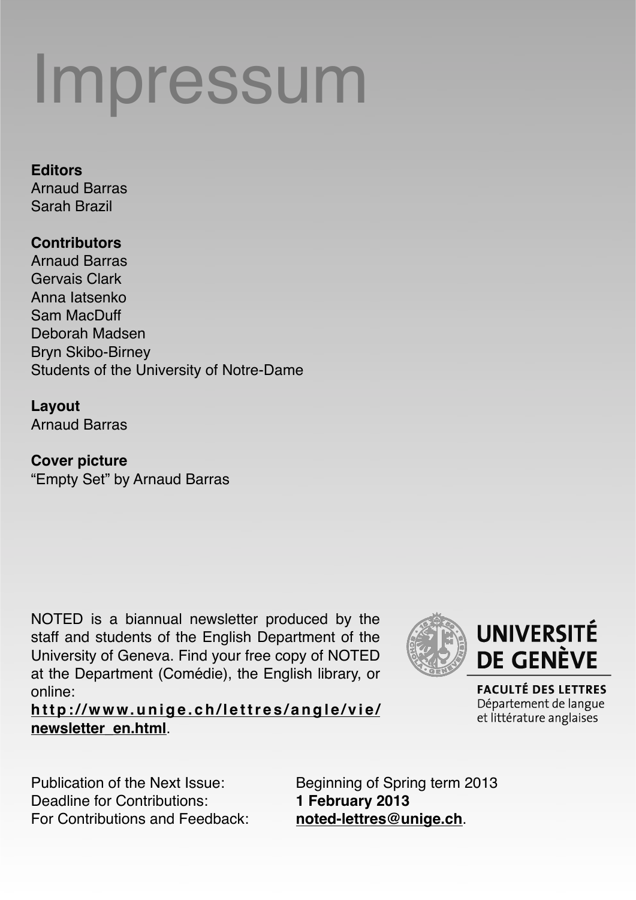# Impressum

**Editors**
Arnaud Barras
Sarah Brazil

**Contributors**
Arnaud Barras
Gervais Clark
Anna Iatsenko
Sam MacDuff
Deborah Madsen
Bryn Skibo-Birney
Students of the University of Notre-Dame

**Layout**
Arnaud Barras

**Cover picture**
"Empty Set" by Arnaud Barras

NOTED is a biannual newsletter produced by the staff and students of the English Department of the University of Geneva. Find your free copy of NOTED at the Department (Comédie), the English library, or online:
**http://www.unige.ch/lettres/angle/vie/newsletter_en.html**.

**UNIVERSITÉ DE GENÈVE**
**FACULTÉ DES LETTRES**
Département de langue et littérature anglaises

| | |
|---|---|
| Publication of the Next Issue: | Beginning of Spring term 2013 |
| Deadline for Contributions: | **1 February 2013** |
| For Contributions and Feedback: | **noted-lettres@unige.ch**. |